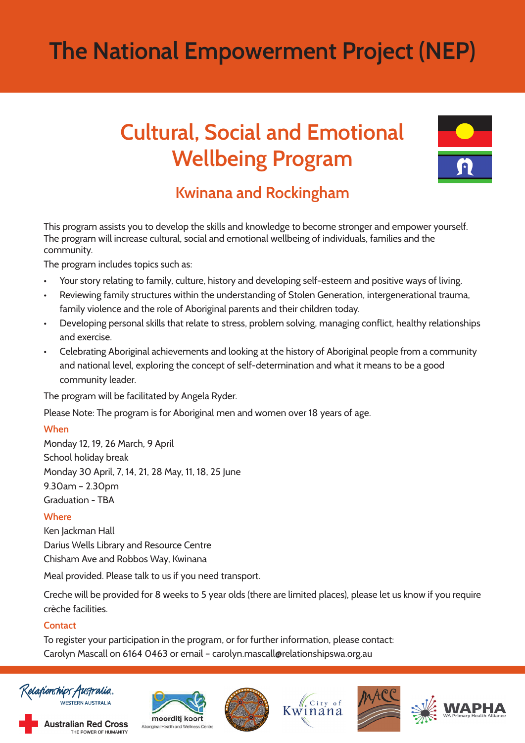# The National Empowerment Project (NEP)

## Cultural, Social and Emotional Wellbeing Program

### Kwinana and Rockingham

This program assists you to develop the skills and knowledge to become stronger and empower yourself. The program will increase cultural, social and emotional wellbeing of individuals, families and the community.

The program includes topics such as:

- Your story relating to family, culture, history and developing self-esteem and positive ways of living.
- Reviewing family structures within the understanding of Stolen Generation, intergenerational trauma, family violence and the role of Aboriginal parents and their children today.
- Developing personal skills that relate to stress, problem solving, managing conflict, healthy relationships and exercise.
- Celebrating Aboriginal achievements and looking at the history of Aboriginal people from a community and national level, exploring the concept of self-determination and what it means to be a good community leader.

The program will be facilitated by Angela Ryder.

Please Note: The program is for Aboriginal men and women over 18 years of age.

#### When

Monday 12, 19, 26 March, 9 April
School holiday break
Monday 30 April, 7, 14, 21, 28 May, 11, 18, 25 June
9.30am – 2.30pm
Graduation - TBA

#### Where

Ken Jackman Hall
Darius Wells Library and Resource Centre
Chisham Ave and Robbos Way, Kwinana

Meal provided. Please talk to us if you need transport.

Creche will be provided for 8 weeks to 5 year olds (there are limited places), please let us know if you require crèche facilities.

#### Contact

To register your participation in the program, or for further information, please contact:
Carolyn Mascall on 6164 0463 or email – carolyn.mascall@relationshipswa.org.au

Relationships Australia Western Australia
Australian Red Cross THE POWER OF HUMANITY
moorditj koort Aboriginal Health and Wellness Centre
City of Kwinana
MACC
WAPHA WA Primary Health Alliance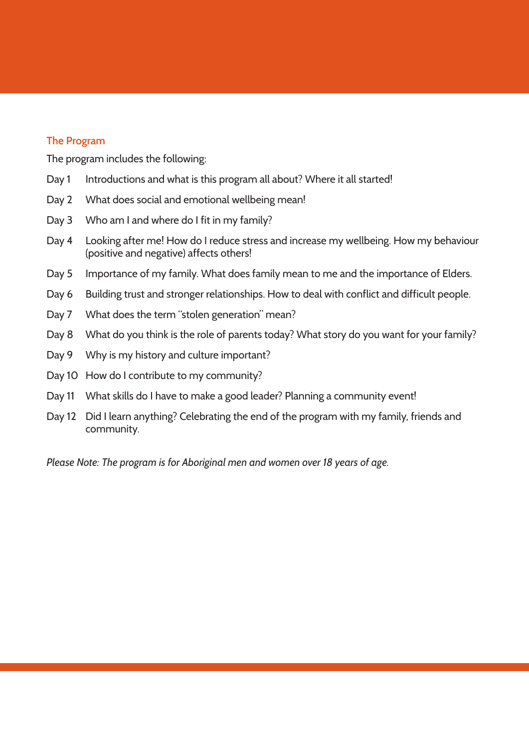## The Program

The program includes the following:

Day 1 Introductions and what is this program all about? Where it all started!

Day 2 What does social and emotional wellbeing mean!

Day 3 Who am I and where do I fit in my family?

Day 4 Looking after me! How do I reduce stress and increase my wellbeing. How my behaviour (positive and negative) affects others!

Day 5 Importance of my family. What does family mean to me and the importance of Elders.

Day 6 Building trust and stronger relationships. How to deal with conflict and difficult people.

Day 7 What does the term "stolen generation" mean?

Day 8 What do you think is the role of parents today? What story do you want for your family?

Day 9 Why is my history and culture important?

Day 10 How do I contribute to my community?

Day 11 What skills do I have to make a good leader? Planning a community event!

Day 12 Did I learn anything? Celebrating the end of the program with my family, friends and community.

*Please Note: The program is for Aboriginal men and women over 18 years of age.*